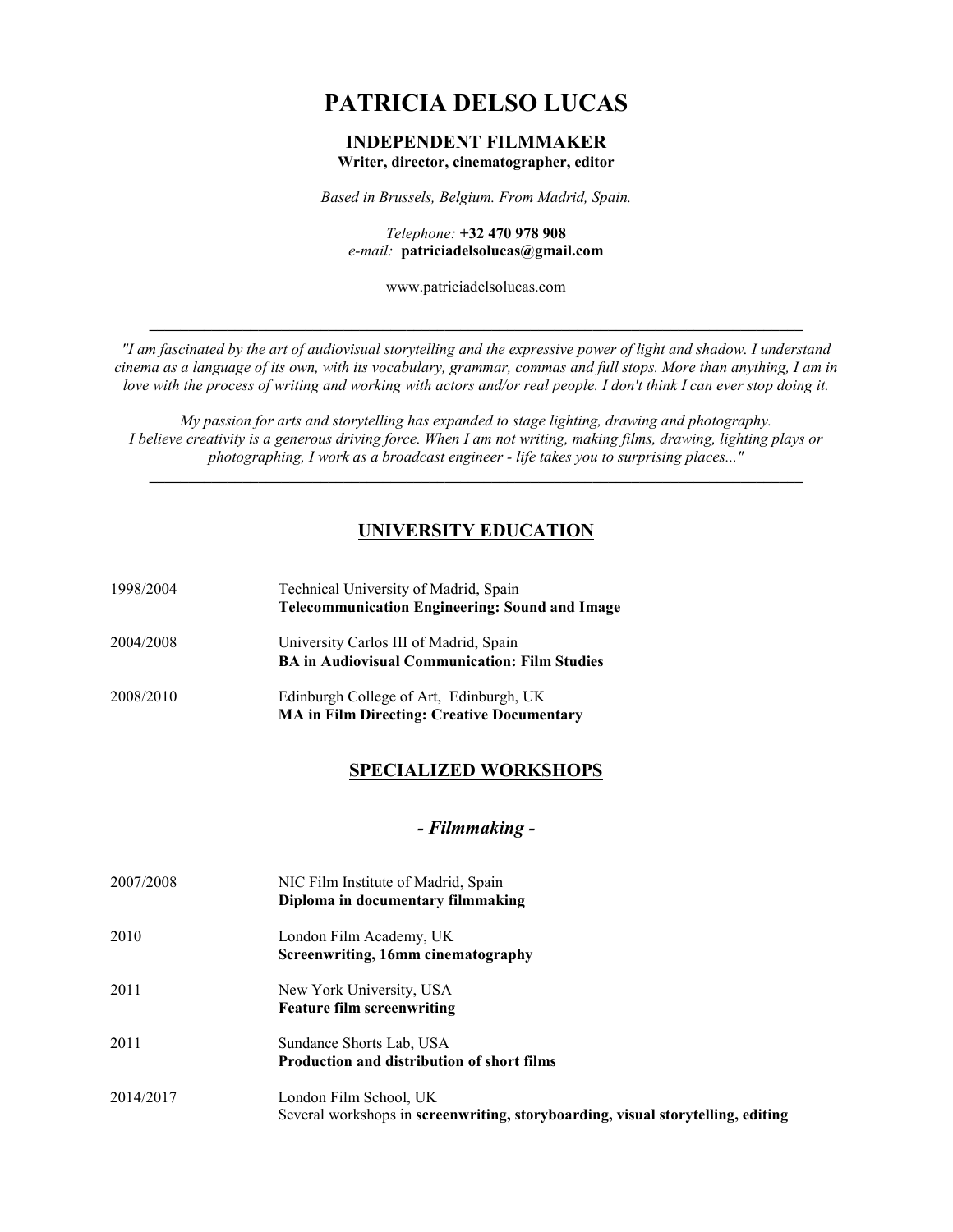# PATRICIA DELSO LUCAS

## INDEPENDENT FILMMAKER

**Writer, director, cinematographer, editor**

*Based in Brussels, Belgium. From Madrid, Spain.*

*Telephone:* **+32 470 978 908**
*e-mail:* **patriciadelsolucas@gmail.com**

www.patriciadelsolucas.com

---

*"I am fascinated by the art of audiovisual storytelling and the expressive power of light and shadow. I understand cinema as a language of its own, with its vocabulary, grammar, commas and full stops. More than anything, I am in love with the process of writing and working with actors and/or real people. I don't think I can ever stop doing it.*

*My passion for arts and storytelling has expanded to stage lighting, drawing and photography. I believe creativity is a generous driving force. When I am not writing, making films, drawing, lighting plays or photographing, I work as a broadcast engineer - life takes you to surprising places..."*

---

## UNIVERSITY EDUCATION

| | |
|---|---|
| 1998/2004 | Technical University of Madrid, Spain<br>**Telecommunication Engineering: Sound and Image** |
| 2004/2008 | University Carlos III of Madrid, Spain<br>**BA in Audiovisual Communication: Film Studies** |
| 2008/2010 | Edinburgh College of Art, Edinburgh, UK<br>**MA in Film Directing: Creative Documentary** |

## SPECIALIZED WORKSHOPS

### *- Filmmaking -*

| | |
|---|---|
| 2007/2008 | NIC Film Institute of Madrid, Spain<br>**Diploma in documentary filmmaking** |
| 2010 | London Film Academy, UK<br>**Screenwriting, 16mm cinematography** |
| 2011 | New York University, USA<br>**Feature film screenwriting** |
| 2011 | Sundance Shorts Lab, USA<br>**Production and distribution of short films** |
| 2014/2017 | London Film School, UK<br>Several workshops in **screenwriting, storyboarding, visual storytelling, editing** |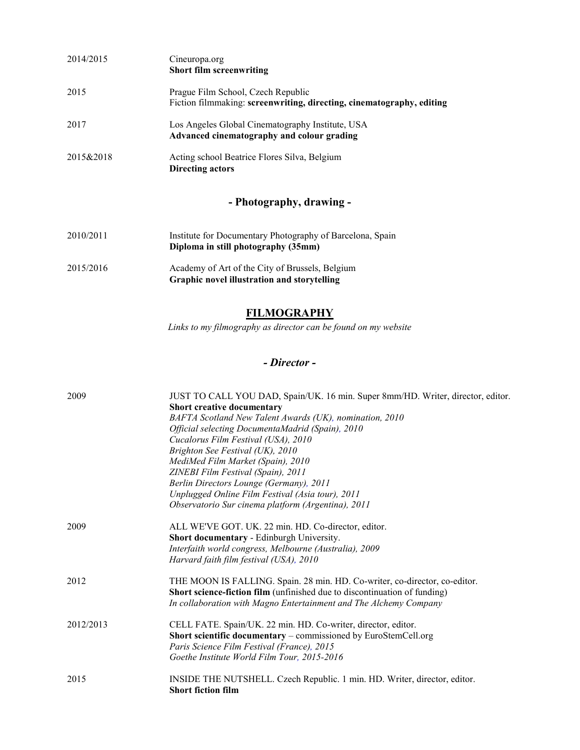2014/2015 Cineuropa.org
**Short film screenwriting**

2015 Prague Film School, Czech Republic
Fiction filmmaking: **screenwriting, directing, cinematography, editing**

2017 Los Angeles Global Cinematography Institute, USA
**Advanced cinematography and colour grading**

2015&2018 Acting school Beatrice Flores Silva, Belgium
**Directing actors**

### - Photography, drawing -

2010/2011 Institute for Documentary Photography of Barcelona, Spain
**Diploma in still photography (35mm)**

2015/2016 Academy of Art of the City of Brussels, Belgium
**Graphic novel illustration and storytelling**

## FILMOGRAPHY

*Links to my filmography as director can be found on my website*

### *- Director -*

2009 JUST TO CALL YOU DAD, Spain/UK. 16 min. Super 8mm/HD. Writer, director, editor.
**Short creative documentary**
*BAFTA Scotland New Talent Awards (UK), nomination, 2010*
*Official selecting DocumentaMadrid (Spain), 2010*
*Cucalorus Film Festival (USA), 2010*
*Brighton See Festival (UK), 2010*
*MediMed Film Market (Spain), 2010*
*ZINEBI Film Festival (Spain), 2011*
*Berlin Directors Lounge (Germany), 2011*
*Unplugged Online Film Festival (Asia tour), 2011*
*Observatorio Sur cinema platform (Argentina), 2011*

2009 ALL WE'VE GOT. UK. 22 min. HD. Co-director, editor.
**Short documentary** - Edinburgh University.
*Interfaith world congress, Melbourne (Australia), 2009*
*Harvard faith film festival (USA), 2010*

2012 THE MOON IS FALLING. Spain. 28 min. HD. Co-writer, co-director, co-editor.
**Short science-fiction film** (unfinished due to discontinuation of funding)
*In collaboration with Magno Entertainment and The Alchemy Company*

2012/2013 CELL FATE. Spain/UK. 22 min. HD. Co-writer, director, editor.
**Short scientific documentary** – commissioned by EuroStemCell.org
*Paris Science Film Festival (France), 2015*
*Goethe Institute World Film Tour, 2015-2016*

2015 INSIDE THE NUTSHELL. Czech Republic. 1 min. HD. Writer, director, editor.
**Short fiction film**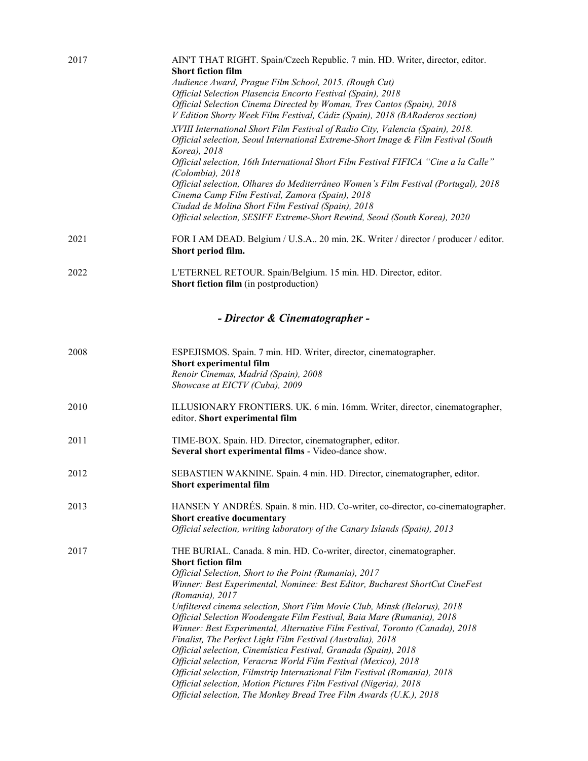2017

AIN'T THAT RIGHT. Spain/Czech Republic. 7 min. HD. Writer, director, editor.
**Short fiction film**
*Audience Award, Prague Film School, 2015. (Rough Cut)*
*Official Selection Plasencia Encorto Festival (Spain), 2018*
*Official Selection Cinema Directed by Woman, Tres Cantos (Spain), 2018*
*V Edition Shorty Week Film Festival, Cádiz (Spain), 2018 (BARaderos section)*
*XVIII International Short Film Festival of Radio City, Valencia (Spain), 2018.*
*Official selection, Seoul International Extreme-Short Image & Film Festival (South Korea), 2018*
*Official selection, 16th International Short Film Festival FIFICA "Cine a la Calle" (Colombia), 2018*
*Official selection, Olhares do Mediterrâneo Women's Film Festival (Portugal), 2018*
*Cinema Camp Film Festival, Zamora (Spain), 2018*
*Ciudad de Molina Short Film Festival (Spain), 2018*
*Official selection, SESIFF Extreme-Short Rewind, Seoul (South Korea), 2020*

2021

FOR I AM DEAD. Belgium / U.S.A.. 20 min. 2K. Writer / director / producer / editor.
**Short period film.**

2022

L'ETERNEL RETOUR. Spain/Belgium. 15 min. HD. Director, editor.
**Short fiction film** (in postproduction)

## *- Director & Cinematographer -*

2008

ESPEJISMOS. Spain. 7 min. HD. Writer, director, cinematographer.
**Short experimental film**
*Renoir Cinemas, Madrid (Spain), 2008*
*Showcase at EICTV (Cuba), 2009*

2010

ILLUSIONARY FRONTIERS. UK. 6 min. 16mm. Writer, director, cinematographer, editor. **Short experimental film**

2011

TIME-BOX. Spain. HD. Director, cinematographer, editor.
**Several short experimental films** - Video-dance show.

2012

SEBASTIEN WAKNINE. Spain. 4 min. HD. Director, cinematographer, editor.
**Short experimental film**

2013

HANSEN Y ANDRÉS. Spain. 8 min. HD. Co-writer, co-director, co-cinematographer.
**Short creative documentary**
*Official selection, writing laboratory of the Canary Islands (Spain), 2013*

2017

THE BURIAL. Canada. 8 min. HD. Co-writer, director, cinematographer.
**Short fiction film**
*Official Selection, Short to the Point (Rumania), 2017*
*Winner: Best Experimental, Nominee: Best Editor, Bucharest ShortCut CineFest (Romania), 2017*
*Unfiltered cinema selection, Short Film Movie Club, Minsk (Belarus), 2018*
*Official Selection Woodengate Film Festival, Baia Mare (Rumania), 2018*
*Winner: Best Experimental, Alternative Film Festival, Toronto (Canada), 2018*
*Finalist, The Perfect Light Film Festival (Australia), 2018*
*Official selection, Cinemística Festival, Granada (Spain), 2018*
*Official selection, Veracruz World Film Festival (Mexico), 2018*
*Official selection, Filmstrip International Film Festival (Romania), 2018*
*Official selection, Motion Pictures Film Festival (Nigeria), 2018*
*Official selection, The Monkey Bread Tree Film Awards (U.K.), 2018*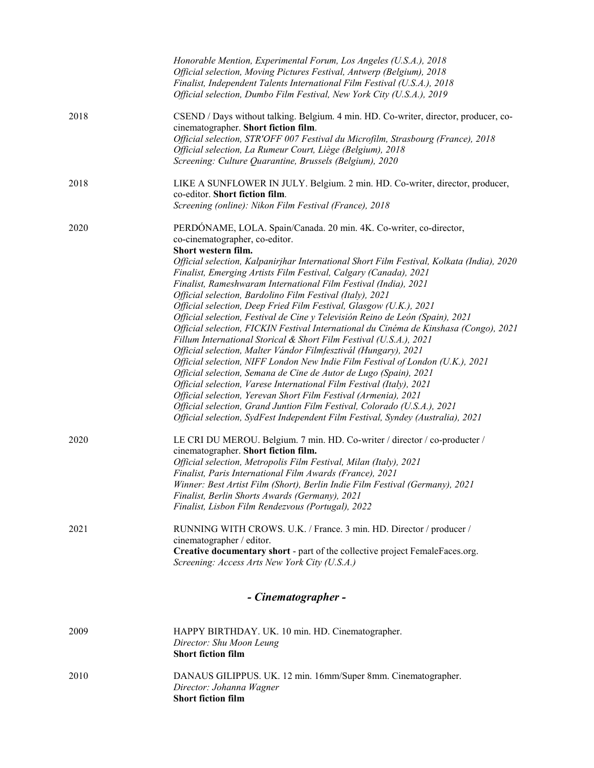*Honorable Mention, Experimental Forum, Los Angeles (U.S.A.), 2018*
*Official selection, Moving Pictures Festival, Antwerp (Belgium), 2018*
*Finalist, Independent Talents International Film Festival (U.S.A.), 2018*
*Official selection, Dumbo Film Festival, New York City (U.S.A.), 2019*

2018 — CSEND / Days without talking. Belgium. 4 min. HD. Co-writer, director, producer, co-cinematographer. **Short fiction film**.
*Official selection, STR'OFF 007 Festival du Microfilm, Strasbourg (France), 2018*
*Official selection, La Rumeur Court, Liège (Belgium), 2018*
*Screening: Culture Quarantine, Brussels (Belgium), 2020*

2018 — LIKE A SUNFLOWER IN JULY. Belgium. 2 min. HD. Co-writer, director, producer, co-editor. **Short fiction film**.
*Screening (online): Nikon Film Festival (France), 2018*

2020 — PERDÓNAME, LOLA. Spain/Canada. 20 min. 4K. Co-writer, co-director, co-cinematographer, co-editor.
**Short western film.**
*Official selection, Kalpanirjhar International Short Film Festival, Kolkata (India), 2020*
*Finalist, Emerging Artists Film Festival, Calgary (Canada), 2021*
*Finalist, Rameshwaram International Film Festival (India), 2021*
*Official selection, Bardolino Film Festival (Italy), 2021*
*Official selection, Deep Fried Film Festival, Glasgow (U.K.), 2021*
*Official selection, Festival de Cine y Televisión Reino de León (Spain), 2021*
*Official selection, FICKIN Festival International du Cinéma de Kinshasa (Congo), 2021*
*Fillum International Storical & Short Film Festival (U.S.A.), 2021*
*Official selection, Malter Vándor Filmfesztivál (Hungary), 2021*
*Official selection, NIFF London New Indie Film Festival of London (U.K.), 2021*
*Official selection, Semana de Cine de Autor de Lugo (Spain), 2021*
*Official selection, Varese International Film Festival (Italy), 2021*
*Official selection, Yerevan Short Film Festival (Armenia), 2021*
*Official selection, Grand Juntion Film Festival, Colorado (U.S.A.), 2021*
*Official selection, SydFest Independent Film Festival, Syndey (Australia), 2021*

2020 — LE CRI DU MEROU. Belgium. 7 min. HD. Co-writer / director / co-producter / cinematographer. **Short fiction film.**
*Official selection, Metropolis Film Festival, Milan (Italy), 2021*
*Finalist, Paris International Film Awards (France), 2021*
*Winner: Best Artist Film (Short), Berlin Indie Film Festival (Germany), 2021*
*Finalist, Berlin Shorts Awards (Germany), 2021*
*Finalist, Lisbon Film Rendezvous (Portugal), 2022*

2021 — RUNNING WITH CROWS. U.K. / France. 3 min. HD. Director / producer / cinematographer / editor.
**Creative documentary short** - part of the collective project FemaleFaces.org.
*Screening: Access Arts New York City (U.S.A.)*

## *- Cinematographer -*

2009 — HAPPY BIRTHDAY. UK. 10 min. HD. Cinematographer.
*Director: Shu Moon Leung*
**Short fiction film**

2010 — DANAUS GILIPPUS. UK. 12 min. 16mm/Super 8mm. Cinematographer.
*Director: Johanna Wagner*
**Short fiction film**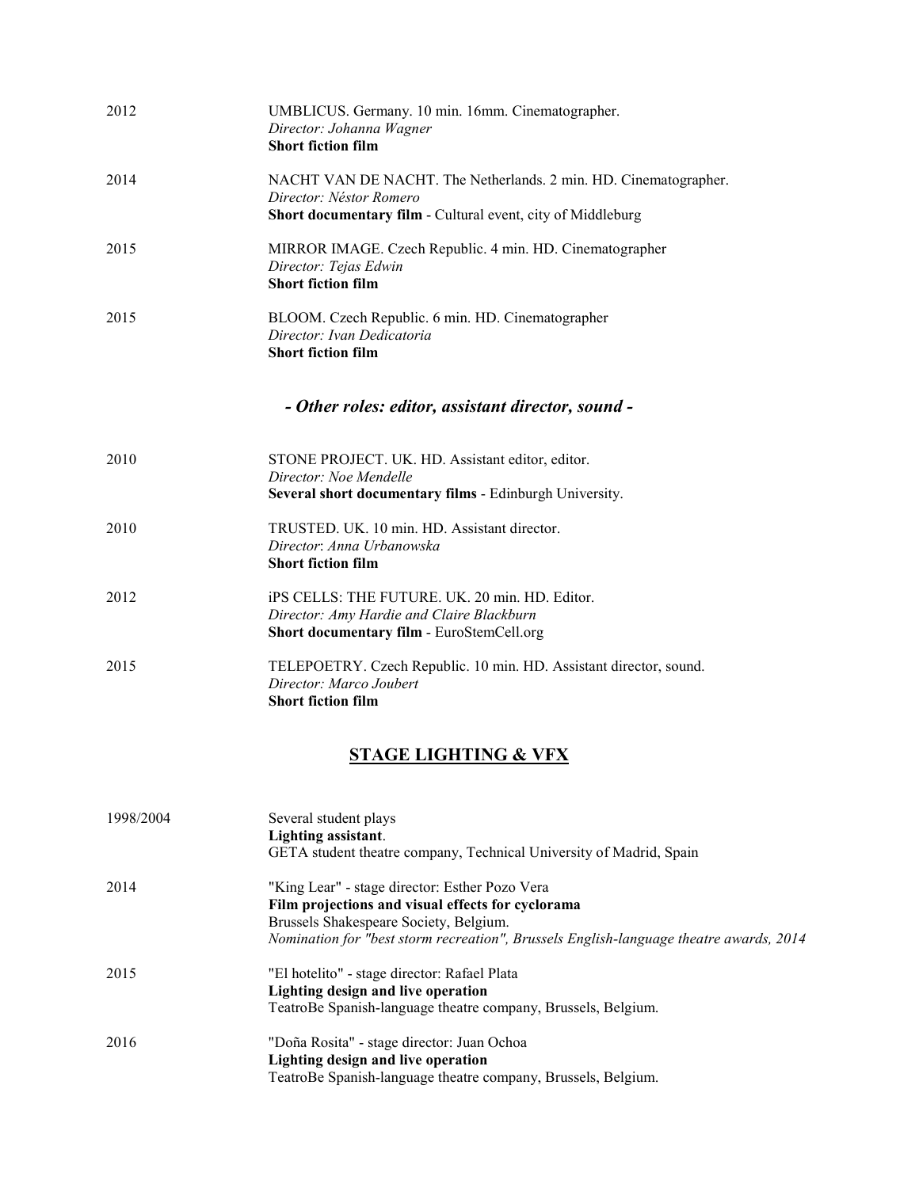2012 — UMBLICUS. Germany. 10 min. 16mm. Cinematographer.
*Director: Johanna Wagner*
**Short fiction film**

2014 — NACHT VAN DE NACHT. The Netherlands. 2 min. HD. Cinematographer.
*Director: Néstor Romero*
**Short documentary film** - Cultural event, city of Middleburg

2015 — MIRROR IMAGE. Czech Republic. 4 min. HD. Cinematographer
*Director: Tejas Edwin*
**Short fiction film**

2015 — BLOOM. Czech Republic. 6 min. HD. Cinematographer
*Director: Ivan Dedicatoria*
**Short fiction film**

### *- Other roles: editor, assistant director, sound -*

2010 — STONE PROJECT. UK. HD. Assistant editor, editor.
*Director: Noe Mendelle*
**Several short documentary films** - Edinburgh University.

2010 — TRUSTED. UK. 10 min. HD. Assistant director.
*Director: Anna Urbanowska*
**Short fiction film**

2012 — iPS CELLS: THE FUTURE. UK. 20 min. HD. Editor.
*Director: Amy Hardie and Claire Blackburn*
**Short documentary film** - EuroStemCell.org

2015 — TELEPOETRY. Czech Republic. 10 min. HD. Assistant director, sound.
*Director: Marco Joubert*
**Short fiction film**

## STAGE LIGHTING & VFX

1998/2004 — Several student plays
**Lighting assistant**.
GETA student theatre company, Technical University of Madrid, Spain

2014 — "King Lear" - stage director: Esther Pozo Vera
**Film projections and visual effects for cyclorama**
Brussels Shakespeare Society, Belgium.
*Nomination for "best storm recreation", Brussels English-language theatre awards, 2014*

2015 — "El hotelito" - stage director: Rafael Plata
**Lighting design and live operation**
TeatroBe Spanish-language theatre company, Brussels, Belgium.

2016 — "Doña Rosita" - stage director: Juan Ochoa
**Lighting design and live operation**
TeatroBe Spanish-language theatre company, Brussels, Belgium.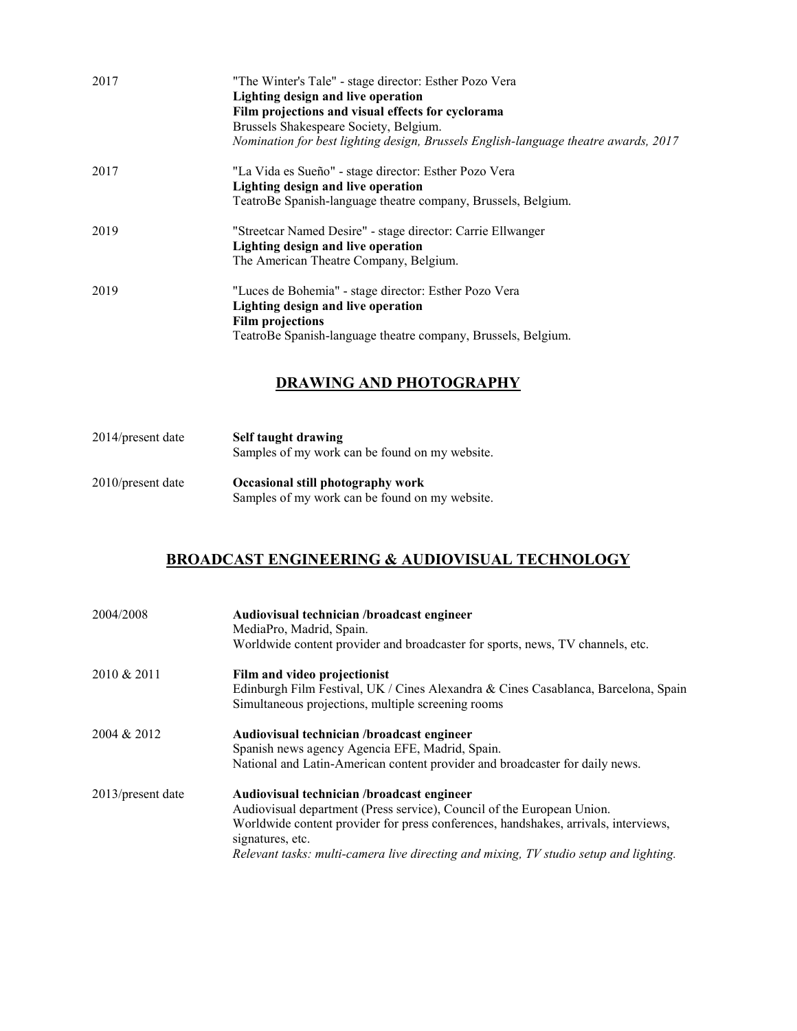2017 "The Winter's Tale" - stage director: Esther Pozo Vera
**Lighting design and live operation**
**Film projections and visual effects for cyclorama**
Brussels Shakespeare Society, Belgium.
*Nomination for best lighting design, Brussels English-language theatre awards, 2017*

2017 "La Vida es Sueño" - stage director: Esther Pozo Vera
**Lighting design and live operation**
TeatroBe Spanish-language theatre company, Brussels, Belgium.

2019 "Streetcar Named Desire" - stage director: Carrie Ellwanger
**Lighting design and live operation**
The American Theatre Company, Belgium.

2019 "Luces de Bohemia" - stage director: Esther Pozo Vera
**Lighting design and live operation**
**Film projections**
TeatroBe Spanish-language theatre company, Brussels, Belgium.

## DRAWING AND PHOTOGRAPHY

2014/present date **Self taught drawing**
Samples of my work can be found on my website.

2010/present date **Occasional still photography work**
Samples of my work can be found on my website.

## BROADCAST ENGINEERING & AUDIOVISUAL TECHNOLOGY

2004/2008 **Audiovisual technician /broadcast engineer**
MediaPro, Madrid, Spain.
Worldwide content provider and broadcaster for sports, news, TV channels, etc.

2010 & 2011 **Film and video projectionist**
Edinburgh Film Festival, UK / Cines Alexandra & Cines Casablanca, Barcelona, Spain
Simultaneous projections, multiple screening rooms

2004 & 2012 **Audiovisual technician /broadcast engineer**
Spanish news agency Agencia EFE, Madrid, Spain.
National and Latin-American content provider and broadcaster for daily news.

2013/present date **Audiovisual technician /broadcast engineer**
Audiovisual department (Press service), Council of the European Union.
Worldwide content provider for press conferences, handshakes, arrivals, interviews, signatures, etc.
*Relevant tasks: multi-camera live directing and mixing, TV studio setup and lighting.*